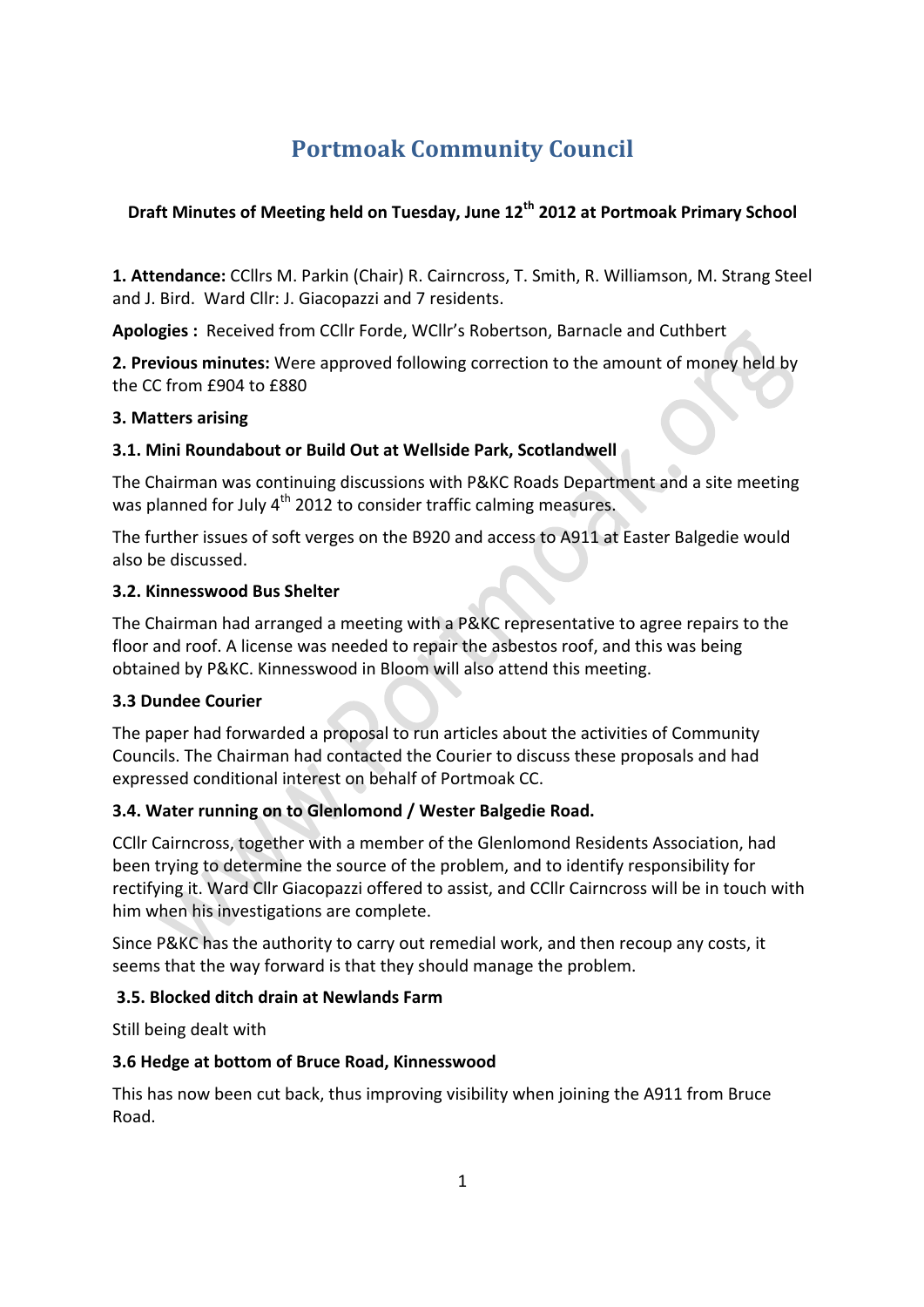# Portmoak Community Council

**Draft Minutes of Meeting held on Tuesday, June 12th 2012 at Portmoak Primary School**

**1. Attendance:** CCllrs M. Parkin (Chair) R. Cairncross, T. Smith, R. Williamson, M. Strang Steel and J. Bird. Ward Cllr: J. Giacopazzi and 7 residents.

**Apologies :** Received from CCllr Forde, WCllr's Robertson, Barnacle and Cuthbert

**2. Previous minutes:** Were approved following correction to the amount of money held by the CC from £904 to £880

**3. Matters arising**

**3.1. Mini Roundabout or Build Out at Wellside Park, Scotlandwell**

The Chairman was continuing discussions with P&KC Roads Department and a site meeting was planned for July 4th 2012 to consider traffic calming measures.

The further issues of soft verges on the B920 and access to A911 at Easter Balgedie would also be discussed.

**3.2. Kinnesswood Bus Shelter**

The Chairman had arranged a meeting with a P&KC representative to agree repairs to the floor and roof. A license was needed to repair the asbestos roof, and this was being obtained by P&KC. Kinnesswood in Bloom will also attend this meeting.

**3.3 Dundee Courier**

The paper had forwarded a proposal to run articles about the activities of Community Councils. The Chairman had contacted the Courier to discuss these proposals and had expressed conditional interest on behalf of Portmoak CC.

**3.4. Water running on to Glenlomond / Wester Balgedie Road.**

CCllr Cairncross, together with a member of the Glenlomond Residents Association, had been trying to determine the source of the problem, and to identify responsibility for rectifying it. Ward Cllr Giacopazzi offered to assist, and CCllr Cairncross will be in touch with him when his investigations are complete.

Since P&KC has the authority to carry out remedial work, and then recoup any costs, it seems that the way forward is that they should manage the problem.

**3.5. Blocked ditch drain at Newlands Farm**

Still being dealt with

**3.6 Hedge at bottom of Bruce Road, Kinnesswood**

This has now been cut back, thus improving visibility when joining the A911 from Bruce Road.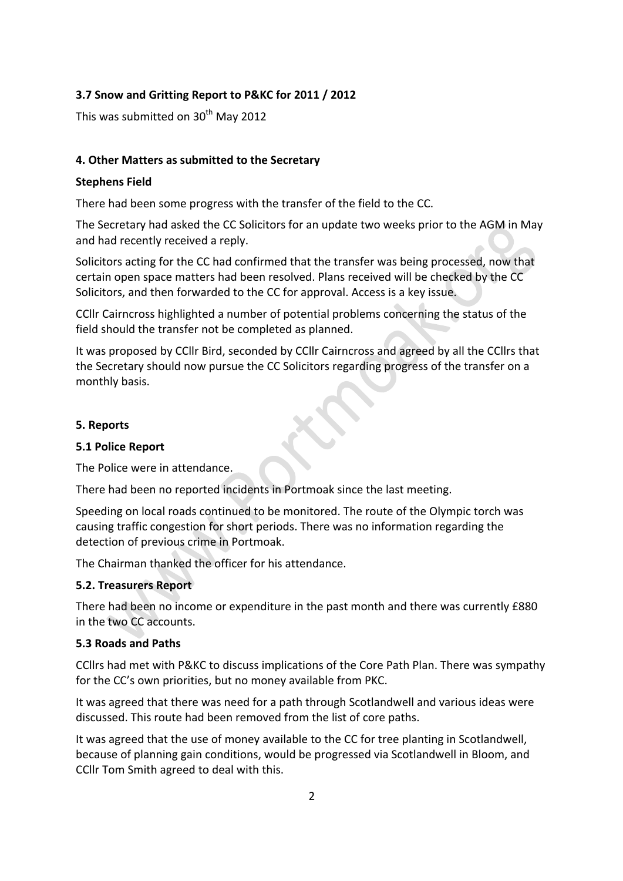### 3.7 Snow and Gritting Report to P&KC for 2011 / 2012

This was submitted on 30th May 2012

### 4. Other Matters as submitted to the Secretary

**Stephens Field**

There had been some progress with the transfer of the field to the CC.

The Secretary had asked the CC Solicitors for an update two weeks prior to the AGM in May and had recently received a reply.

Solicitors acting for the CC had confirmed that the transfer was being processed, now that certain open space matters had been resolved. Plans received will be checked by the CC Solicitors, and then forwarded to the CC for approval. Access is a key issue.

CCllr Cairncross highlighted a number of potential problems concerning the status of the field should the transfer not be completed as planned.

It was proposed by CCllr Bird, seconded by CCllr Cairncross and agreed by all the CCllrs that the Secretary should now pursue the CC Solicitors regarding progress of the transfer on a monthly basis.

### 5. Reports

**5.1 Police Report**

The Police were in attendance.

There had been no reported incidents in Portmoak since the last meeting.

Speeding on local roads continued to be monitored. The route of the Olympic torch was causing traffic congestion for short periods. There was no information regarding the detection of previous crime in Portmoak.

The Chairman thanked the officer for his attendance.

**5.2. Treasurers Report**

There had been no income or expenditure in the past month and there was currently £880 in the two CC accounts.

**5.3 Roads and Paths**

CCllrs had met with P&KC to discuss implications of the Core Path Plan. There was sympathy for the CC's own priorities, but no money available from PKC.

It was agreed that there was need for a path through Scotlandwell and various ideas were discussed. This route had been removed from the list of core paths.

It was agreed that the use of money available to the CC for tree planting in Scotlandwell, because of planning gain conditions, would be progressed via Scotlandwell in Bloom, and CCllr Tom Smith agreed to deal with this.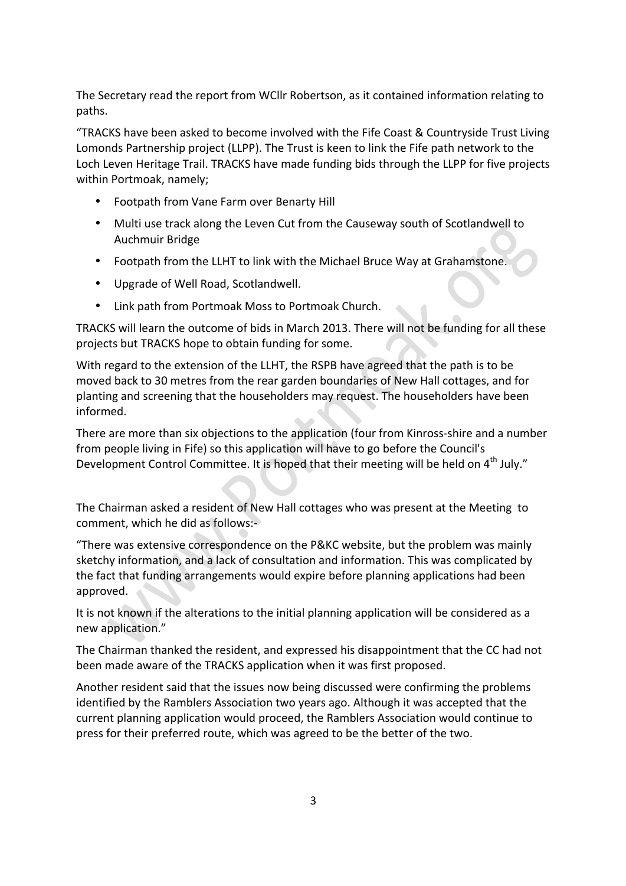The Secretary read the report from WCllr Robertson, as it contained information relating to paths.

"TRACKS have been asked to become involved with the Fife Coast & Countryside Trust Living Lomonds Partnership project (LLPP). The Trust is keen to link the Fife path network to the Loch Leven Heritage Trail. TRACKS have made funding bids through the LLPP for five projects within Portmoak, namely;

- Footpath from Vane Farm over Benarty Hill
- Multi use track along the Leven Cut from the Causeway south of Scotlandwell to Auchmuir Bridge
- Footpath from the LLHT to link with the Michael Bruce Way at Grahamstone.
- Upgrade of Well Road, Scotlandwell.
- Link path from Portmoak Moss to Portmoak Church.

TRACKS will learn the outcome of bids in March 2013. There will not be funding for all these projects but TRACKS hope to obtain funding for some.

With regard to the extension of the LLHT, the RSPB have agreed that the path is to be moved back to 30 metres from the rear garden boundaries of New Hall cottages, and for planting and screening that the householders may request. The householders have been informed.

There are more than six objections to the application (four from Kinross-shire and a number from people living in Fife) so this application will have to go before the Council's Development Control Committee. It is hoped that their meeting will be held on 4th July."

The Chairman asked a resident of New Hall cottages who was present at the Meeting to comment, which he did as follows:-

"There was extensive correspondence on the P&KC website, but the problem was mainly sketchy information, and a lack of consultation and information. This was complicated by the fact that funding arrangements would expire before planning applications had been approved.

It is not known if the alterations to the initial planning application will be considered as a new application."

The Chairman thanked the resident, and expressed his disappointment that the CC had not been made aware of the TRACKS application when it was first proposed.

Another resident said that the issues now being discussed were confirming the problems identified by the Ramblers Association two years ago. Although it was accepted that the current planning application would proceed, the Ramblers Association would continue to press for their preferred route, which was agreed to be the better of the two.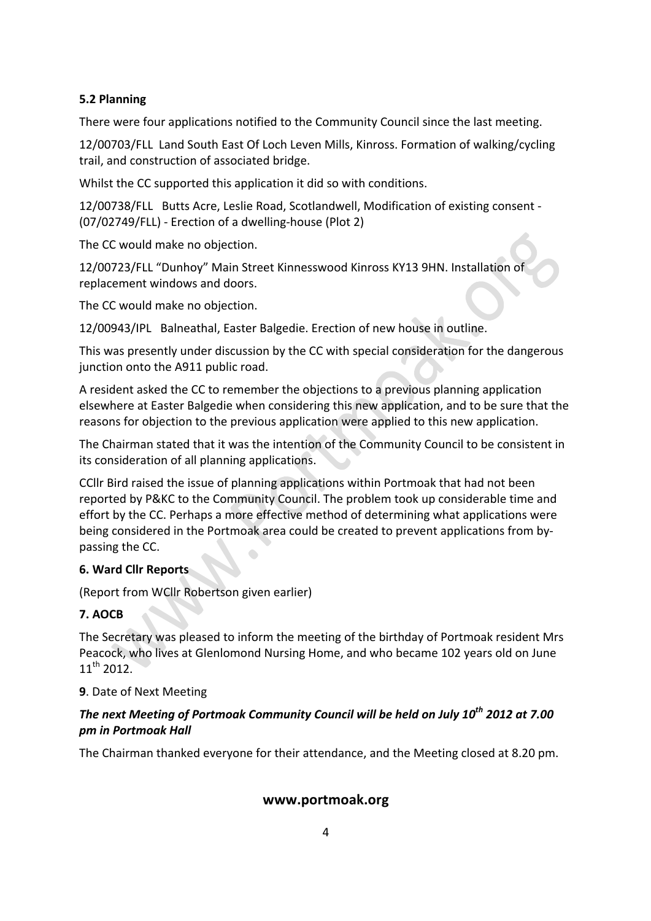**5.2 Planning**

There were four applications notified to the Community Council since the last meeting.

12/00703/FLL Land South East Of Loch Leven Mills, Kinross. Formation of walking/cycling trail, and construction of associated bridge.

Whilst the CC supported this application it did so with conditions.

12/00738/FLL Butts Acre, Leslie Road, Scotlandwell, Modification of existing consent - (07/02749/FLL) - Erection of a dwelling-house (Plot 2)

The CC would make no objection.

12/00723/FLL "Dunhoy" Main Street Kinnesswood Kinross KY13 9HN. Installation of replacement windows and doors.

The CC would make no objection.

12/00943/IPL Balneathal, Easter Balgedie. Erection of new house in outline.

This was presently under discussion by the CC with special consideration for the dangerous junction onto the A911 public road.

A resident asked the CC to remember the objections to a previous planning application elsewhere at Easter Balgedie when considering this new application, and to be sure that the reasons for objection to the previous application were applied to this new application.

The Chairman stated that it was the intention of the Community Council to be consistent in its consideration of all planning applications.

CCllr Bird raised the issue of planning applications within Portmoak that had not been reported by P&KC to the Community Council. The problem took up considerable time and effort by the CC. Perhaps a more effective method of determining what applications were being considered in the Portmoak area could be created to prevent applications from by-passing the CC.

**6. Ward Cllr Reports**

(Report from WCllr Robertson given earlier)

**7. AOCB**

The Secretary was pleased to inform the meeting of the birthday of Portmoak resident Mrs Peacock, who lives at Glenlomond Nursing Home, and who became 102 years old on June 11th 2012.

**9**. Date of Next Meeting

***The next Meeting of Portmoak Community Council will be held on July 10th 2012 at 7.00 pm in Portmoak Hall***

The Chairman thanked everyone for their attendance, and the Meeting closed at 8.20 pm.

**www.portmoak.org**